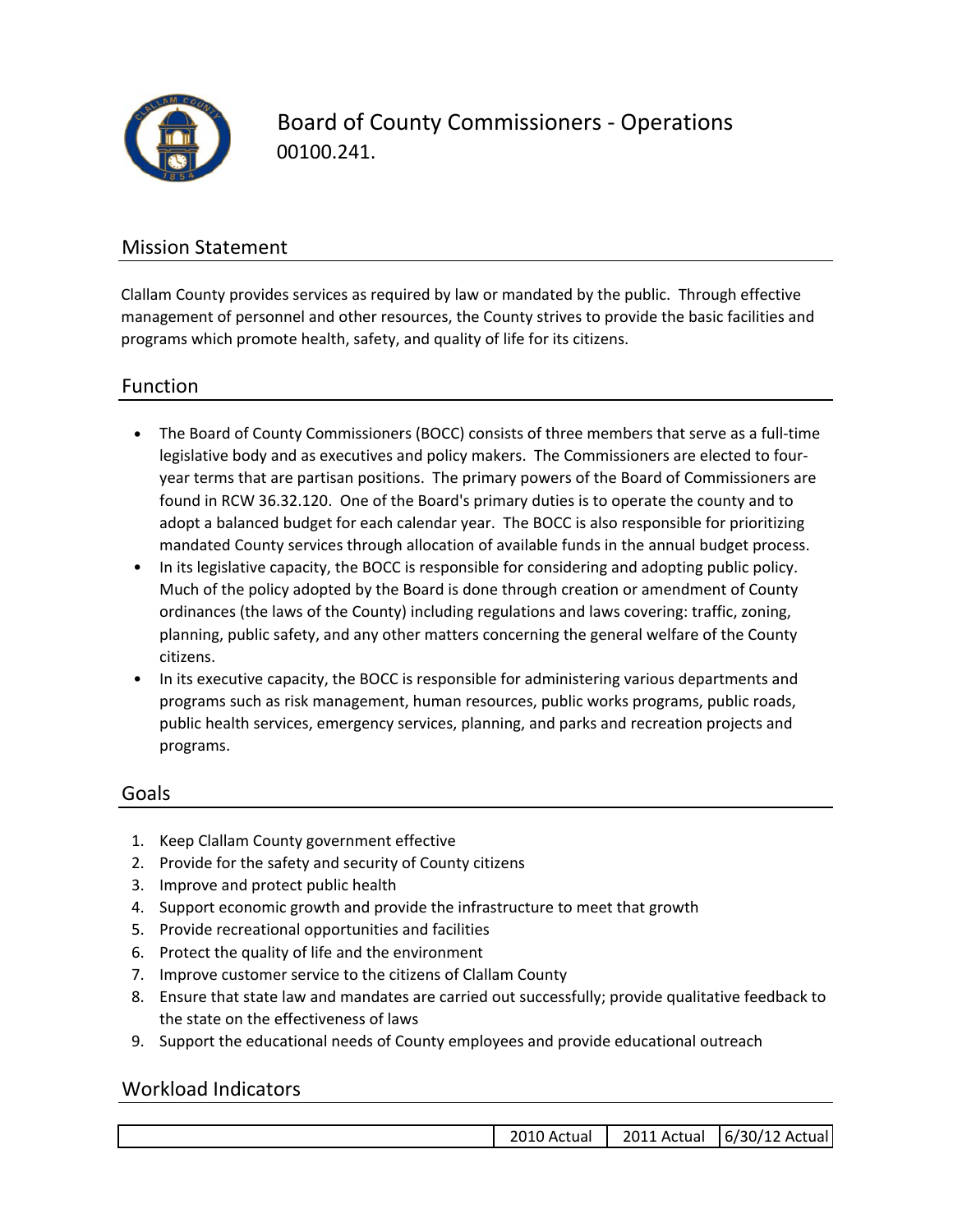# Board of County Commissioners - Operations
00100.241.

## Mission Statement

Clallam County provides services as required by law or mandated by the public. Through effective management of personnel and other resources, the County strives to provide the basic facilities and programs which promote health, safety, and quality of life for its citizens.

## Function

- The Board of County Commissioners (BOCC) consists of three members that serve as a full-time legislative body and as executives and policy makers. The Commissioners are elected to four-year terms that are partisan positions. The primary powers of the Board of Commissioners are found in RCW 36.32.120. One of the Board's primary duties is to operate the county and to adopt a balanced budget for each calendar year. The BOCC is also responsible for prioritizing mandated County services through allocation of available funds in the annual budget process.
- In its legislative capacity, the BOCC is responsible for considering and adopting public policy. Much of the policy adopted by the Board is done through creation or amendment of County ordinances (the laws of the County) including regulations and laws covering: traffic, zoning, planning, public safety, and any other matters concerning the general welfare of the County citizens.
- In its executive capacity, the BOCC is responsible for administering various departments and programs such as risk management, human resources, public works programs, public roads, public health services, emergency services, planning, and parks and recreation projects and programs.

## Goals

1. Keep Clallam County government effective
2. Provide for the safety and security of County citizens
3. Improve and protect public health
4. Support economic growth and provide the infrastructure to meet that growth
5. Provide recreational opportunities and facilities
6. Protect the quality of life and the environment
7. Improve customer service to the citizens of Clallam County
8. Ensure that state law and mandates are carried out successfully; provide qualitative feedback to the state on the effectiveness of laws
9. Support the educational needs of County employees and provide educational outreach

## Workload Indicators

| | 2010 Actual | 2011 Actual | 6/30/12 Actual |
|---|---|---|---|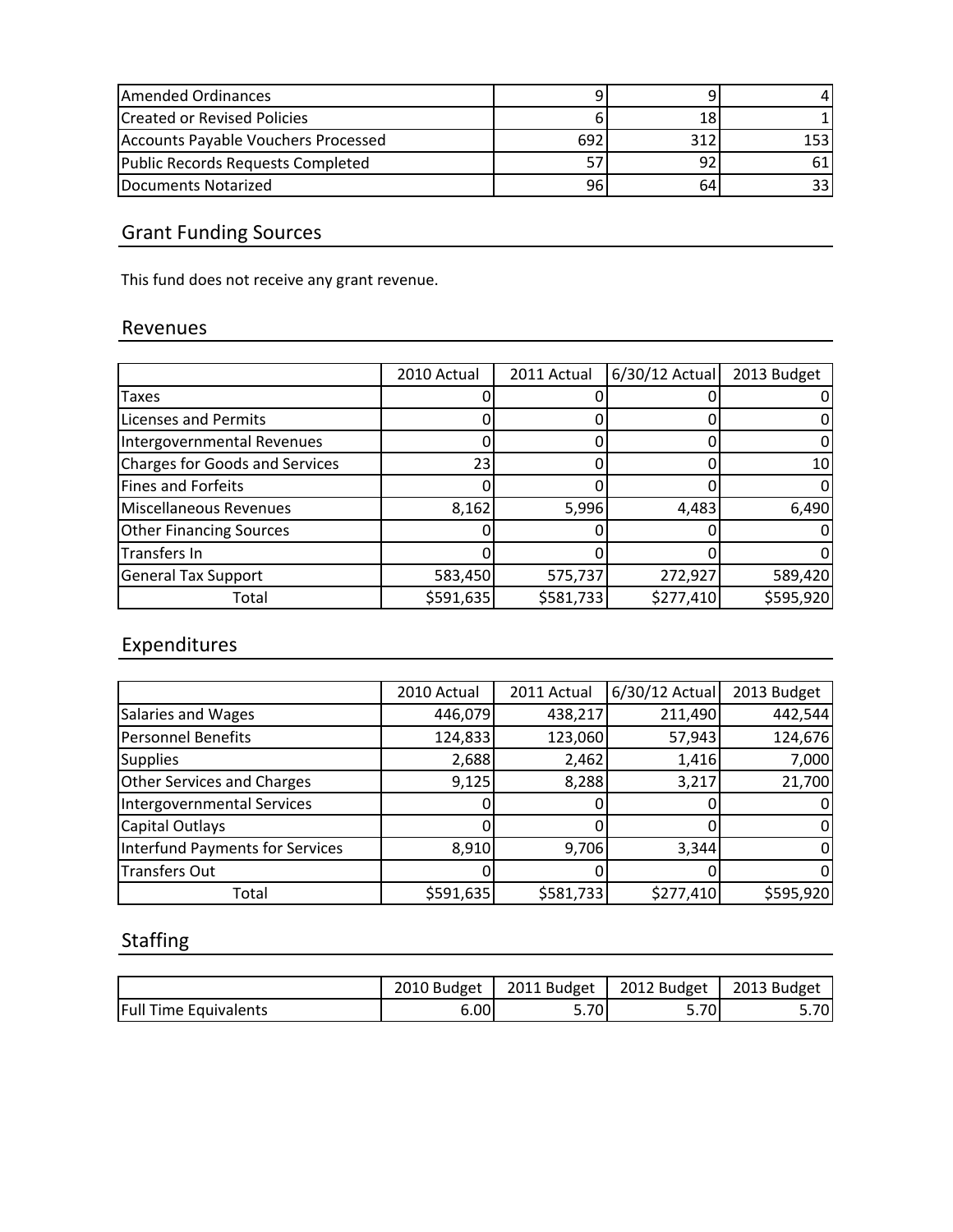| | | | |
|---|---|---|---|
| Amended Ordinances | 9 | 9 | 4 |
| Created or Revised Policies | 6 | 18 | 1 |
| Accounts Payable Vouchers Processed | 692 | 312 | 153 |
| Public Records Requests Completed | 57 | 92 | 61 |
| Documents Notarized | 96 | 64 | 33 |

## Grant Funding Sources

This fund does not receive any grant revenue.

## Revenues

| | 2010 Actual | 2011 Actual | 6/30/12 Actual | 2013 Budget |
|---|---|---|---|---|
| Taxes | 0 | 0 | 0 | 0 |
| Licenses and Permits | 0 | 0 | 0 | 0 |
| Intergovernmental Revenues | 0 | 0 | 0 | 0 |
| Charges for Goods and Services | 23 | 0 | 0 | 10 |
| Fines and Forfeits | 0 | 0 | 0 | 0 |
| Miscellaneous Revenues | 8,162 | 5,996 | 4,483 | 6,490 |
| Other Financing Sources | 0 | 0 | 0 | 0 |
| Transfers In | 0 | 0 | 0 | 0 |
| General Tax Support | 583,450 | 575,737 | 272,927 | 589,420 |
| Total | $591,635 | $581,733 | $277,410 | $595,920 |

## Expenditures

| | 2010 Actual | 2011 Actual | 6/30/12 Actual | 2013 Budget |
|---|---|---|---|---|
| Salaries and Wages | 446,079 | 438,217 | 211,490 | 442,544 |
| Personnel Benefits | 124,833 | 123,060 | 57,943 | 124,676 |
| Supplies | 2,688 | 2,462 | 1,416 | 7,000 |
| Other Services and Charges | 9,125 | 8,288 | 3,217 | 21,700 |
| Intergovernmental Services | 0 | 0 | 0 | 0 |
| Capital Outlays | 0 | 0 | 0 | 0 |
| Interfund Payments for Services | 8,910 | 9,706 | 3,344 | 0 |
| Transfers Out | 0 | 0 | 0 | 0 |
| Total | $591,635 | $581,733 | $277,410 | $595,920 |

## Staffing

| | 2010 Budget | 2011 Budget | 2012 Budget | 2013 Budget |
|---|---|---|---|---|
| Full Time Equivalents | 6.00 | 5.70 | 5.70 | 5.70 |